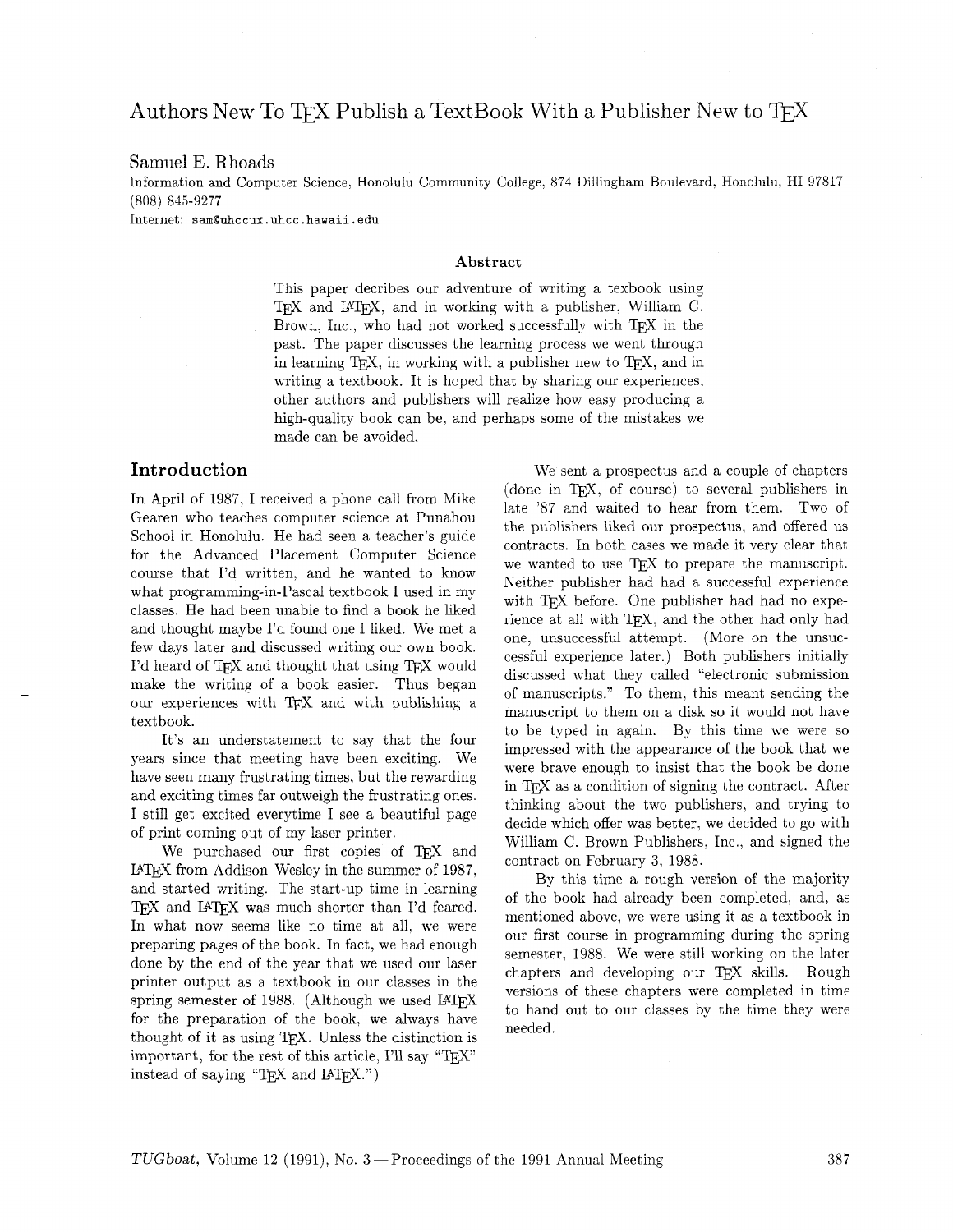# Authors New To TEX Publish a TextBook With a Publisher New to TEX

Samuel E. Rhoads

Information and Computer Science, Honolulu Community College, 874 Dillingham Boulevard, Honolulu, HI 97817
(808) 845-9277

Internet: sam@uhccux.uhcc.hawaii.edu

### Abstract

This paper decribes our adventure of writing a texbook using TEX and LATEX, and in working with a publisher, William C. Brown, Inc., who had not worked successfully with TEX in the past. The paper discusses the learning process we went through in learning TEX, in working with a publisher new to TEX, and in writing a textbook. It is hoped that by sharing our experiences, other authors and publishers will realize how easy producing a high-quality book can be, and perhaps some of the mistakes we made can be avoided.

## Introduction

In April of 1987, I received a phone call from Mike Gearen who teaches computer science at Punahou School in Honolulu. He had seen a teacher's guide for the Advanced Placement Computer Science course that I'd written, and he wanted to know what programming-in-Pascal textbook I used in my classes. He had been unable to find a book he liked and thought maybe I'd found one I liked. We met a few days later and discussed writing our own book. I'd heard of TEX and thought that using TEX would make the writing of a book easier. Thus began our experiences with TEX and with publishing a textbook.

It's an understatement to say that the four years since that meeting have been exciting. We have seen many frustrating times, but the rewarding and exciting times far outweigh the frustrating ones. I still get excited everytime I see a beautiful page of print coming out of my laser printer.

We purchased our first copies of TEX and LATEX from Addison-Wesley in the summer of 1987, and started writing. The start-up time in learning TEX and LATEX was much shorter than I'd feared. In what now seems like no time at all, we were preparing pages of the book. In fact, we had enough done by the end of the year that we used our laser printer output as a textbook in our classes in the spring semester of 1988. (Although we used LATEX for the preparation of the book, we always have thought of it as using TEX. Unless the distinction is important, for the rest of this article, I'll say "TEX" instead of saying "TEX and LATEX.")

We sent a prospectus and a couple of chapters (done in TEX, of course) to several publishers in late '87 and waited to hear from them. Two of the publishers liked our prospectus, and offered us contracts. In both cases we made it very clear that we wanted to use TEX to prepare the manuscript. Neither publisher had had a successful experience with TEX before. One publisher had had no experience at all with TEX, and the other had only had one, unsuccessful attempt. (More on the unsuccessful experience later.) Both publishers initially discussed what they called "electronic submission of manuscripts." To them, this meant sending the manuscript to them on a disk so it would not have to be typed in again. By this time we were so impressed with the appearance of the book that we were brave enough to insist that the book be done in TEX as a condition of signing the contract. After thinking about the two publishers, and trying to decide which offer was better, we decided to go with William C. Brown Publishers, Inc., and signed the contract on February 3, 1988.

By this time a rough version of the majority of the book had already been completed, and, as mentioned above, we were using it as a textbook in our first course in programming during the spring semester, 1988. We were still working on the later chapters and developing our TEX skills. Rough versions of these chapters were completed in time to hand out to our classes by the time they were needed.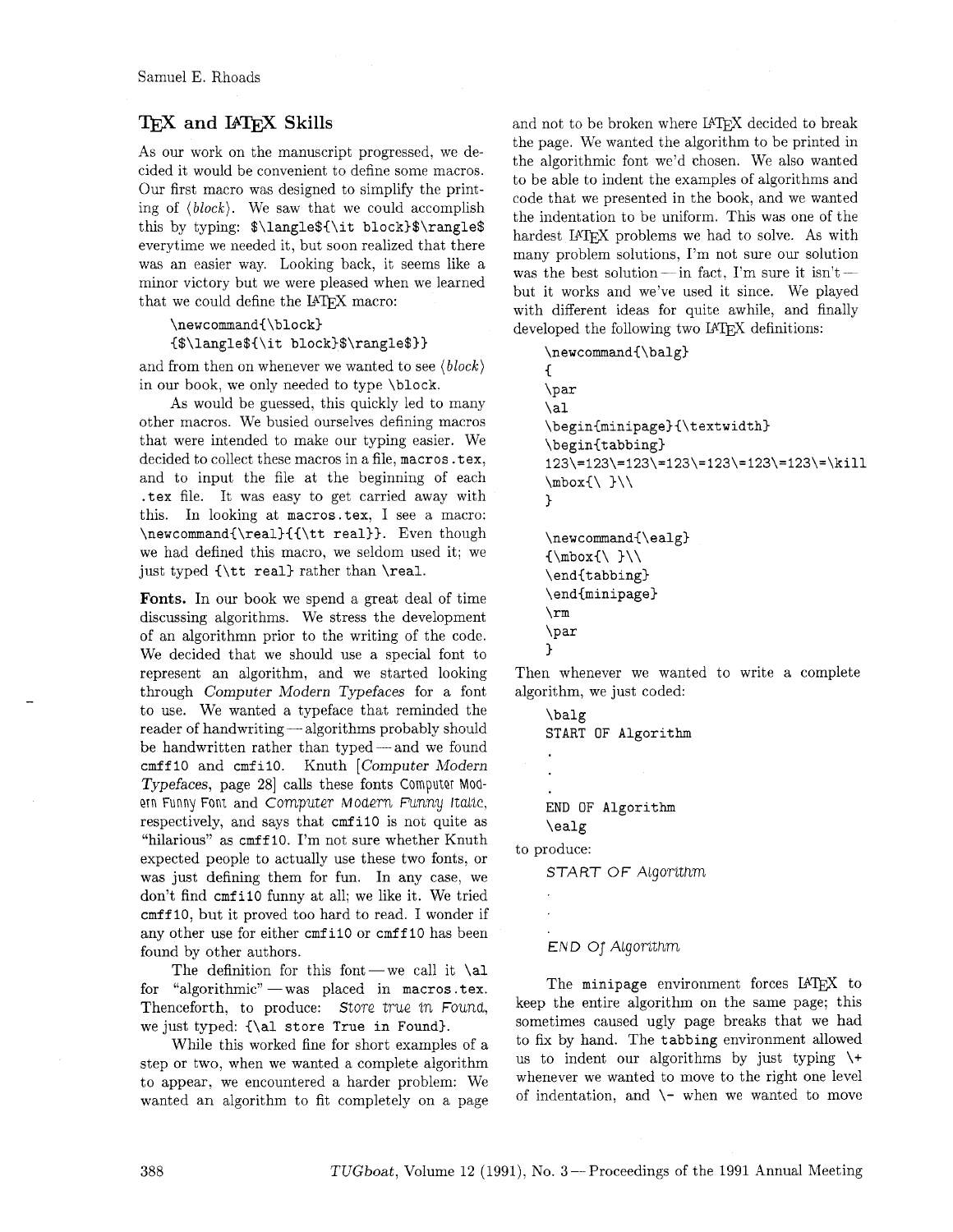## TEX and LATEX Skills

As our work on the manuscript progressed, we decided it would be convenient to define some macros. Our first macro was designed to simplify the printing of ⟨*block*⟩. We saw that we could accomplish this by typing: `$\langle${\it block}$\rangle$` everytime we needed it, but soon realized that there was an easier way. Looking back, it seems like a minor victory but we were pleased when we learned that we could define the LATEX macro:

```
\newcommand{\block}
{$\langle${\it block}$\rangle$}}
```

and from then on whenever we wanted to see ⟨*block*⟩ in our book, we only needed to type `\block`.

As would be guessed, this quickly led to many other macros. We busied ourselves defining macros that were intended to make our typing easier. We decided to collect these macros in a file, `macros.tex`, and to input the file at the beginning of each `.tex` file. It was easy to get carried away with this. In looking at `macros.tex`, I see a macro: `\newcommand{\real}{{\tt real}}`. Even though we had defined this macro, we seldom used it; we just typed `{\tt real}` rather than `\real`.

**Fonts.** In our book we spend a great deal of time discussing algorithms. We stress the development of an algorithmn prior to the writing of the code. We decided that we should use a special font to represent an algorithm, and we started looking through *Computer Modern Typefaces* for a font to use. We wanted a typeface that reminded the reader of handwriting — algorithms probably should be handwritten rather than typed — and we found `cmff10` and `cmfi10`. Knuth [*Computer Modern Typefaces*, page 28] calls these fonts Computer Modern Funny Font and *Computer Modern Funny Italic*, respectively, and says that `cmfi10` is not quite as "hilarious" as `cmff10`. I'm not sure whether Knuth expected people to actually use these two fonts, or was just defining them for fun. In any case, we don't find `cmfi10` funny at all; we like it. We tried `cmff10`, but it proved too hard to read. I wonder if any other use for either `cmfi10` or `cmff10` has been found by other authors.

The definition for this font — we call it `\al` for "algorithmic" — was placed in `macros.tex`. Thenceforth, to produce: *Store true in Found*, we just typed: `{\al store True in Found}`.

While this worked fine for short examples of a step or two, when we wanted a complete algorithm to appear, we encountered a harder problem: We wanted an algorithm to fit completely on a page and not to be broken where LATEX decided to break the page. We wanted the algorithm to be printed in the algorithmic font we'd chosen. We also wanted to be able to indent the examples of algorithms and code that we presented in the book, and we wanted the indentation to be uniform. This was one of the hardest LATEX problems we had to solve. As with many problem solutions, I'm not sure our solution was the best solution — in fact, I'm sure it isn't — but it works and we've used it since. We played with different ideas for quite awhile, and finally developed the following two LATEX definitions:

```
\newcommand{\balg}
{
\par
\al
\begin{minipage}{\textwidth}
\begin{tabbing}
123\=123\=123\=123\=123\=123\=123\=\kill
\mbox{\ }\\
}

\newcommand{\ealg}
{\mbox{\ }\\
\end{tabbing}
\end{minipage}
\rm
\par
}
```

Then whenever we wanted to write a complete algorithm, we just coded:

```
\balg
START OF Algorithm
.
.
.
END OF Algorithm
\ealg
```

to produce:

*START OF Algorithm*

.

.

.

*END OF Algorithm*

The `minipage` environment forces LATEX to keep the entire algorithm on the same page; this sometimes caused ugly page breaks that we had to fix by hand. The `tabbing` environment allowed us to indent our algorithms by just typing `\+` whenever we wanted to move to the right one level of indentation, and `\-` when we wanted to move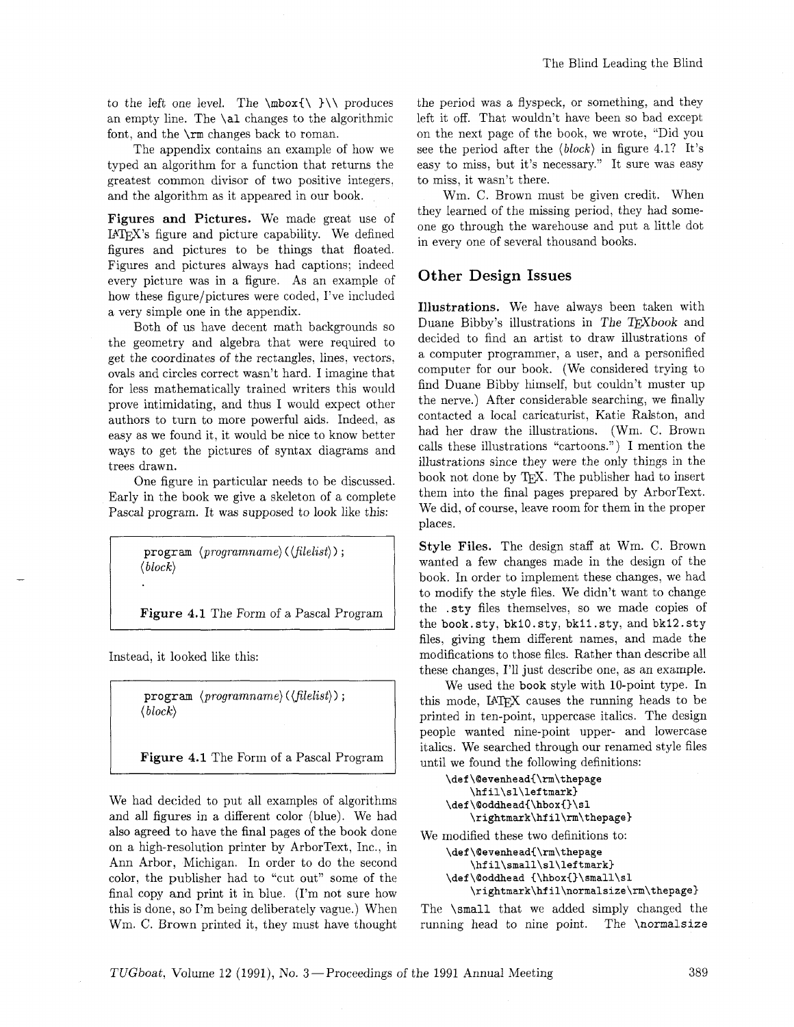to the left one level. The `\mbox{\ }\\` produces an empty line. The `\al` changes to the algorithmic font, and the `\rm` changes back to roman.

The appendix contains an example of how we typed an algorithm for a function that returns the greatest common divisor of two positive integers, and the algorithm as it appeared in our book.

**Figures and Pictures.** We made great use of LaTeX's figure and picture capability. We defined figures and pictures to be things that floated. Figures and pictures always had captions; indeed every picture was in a figure. As an example of how these figure/pictures were coded, I've included a very simple one in the appendix.

Both of us have decent math backgrounds so the geometry and algebra that were required to get the coordinates of the rectangles, lines, vectors, ovals and circles correct wasn't hard. I imagine that for less mathematically trained writers this would prove intimidating, and thus I would expect other authors to turn to more powerful aids. Indeed, as easy as we found it, it would be nice to know better ways to get the pictures of syntax diagrams and trees drawn.

One figure in particular needs to be discussed. Early in the book we give a skeleton of a complete Pascal program. It was supposed to look like this:

> `program` ⟨*programname*⟩ (⟨*filelist*⟩) ;
> ⟨*block*⟩
> .
>
> **Figure 4.1** The Form of a Pascal Program

Instead, it looked like this:

> `program` ⟨*programname*⟩ (⟨*filelist*⟩) ;
> ⟨*block*⟩
>
> **Figure 4.1** The Form of a Pascal Program

We had decided to put all examples of algorithms and all figures in a different color (blue). We had also agreed to have the final pages of the book done on a high-resolution printer by ArborText, Inc., in Ann Arbor, Michigan. In order to do the second color, the publisher had to "cut out" some of the final copy and print it in blue. (I'm not sure how this is done, so I'm being deliberately vague.) When Wm. C. Brown printed it, they must have thought the period was a flyspeck, or something, and they left it off. That wouldn't have been so bad except on the next page of the book, we wrote, "Did you see the period after the ⟨*block*⟩ in figure 4.1? It's easy to miss, but it's necessary." It sure was easy to miss, it wasn't there.

Wm. C. Brown must be given credit. When they learned of the missing period, they had someone go through the warehouse and put a little dot in every one of several thousand books.

## Other Design Issues

**Illustrations.** We have always been taken with Duane Bibby's illustrations in *The TeXbook* and decided to find an artist to draw illustrations of a computer programmer, a user, and a personified computer for our book. (We considered trying to find Duane Bibby himself, but couldn't muster up the nerve.) After considerable searching, we finally contacted a local caricaturist, Katie Ralston, and had her draw the illustrations. (Wm. C. Brown calls these illustrations "cartoons.") I mention the illustrations since they were the only things in the book not done by TeX. The publisher had to insert them into the final pages prepared by ArborText. We did, of course, leave room for them in the proper places.

**Style Files.** The design staff at Wm. C. Brown wanted a few changes made in the design of the book. In order to implement these changes, we had to modify the style files. We didn't want to change the `.sty` files themselves, so we made copies of the `book.sty`, `bk10.sty`, `bk11.sty`, and `bk12.sty` files, giving them different names, and made the modifications to those files. Rather than describe all these changes, I'll just describe one, as an example.

We used the `book` style with 10-point type. In this mode, LaTeX causes the running heads to be printed in ten-point, uppercase italics. The design people wanted nine-point upper- and lowercase italics. We searched through our renamed style files until we found the following definitions:

```
\def\@evenhead{\rm\thepage
    \hfil\sl\leftmark}
\def\@oddhead{\hbox{}\sl
    \rightmark\hfil\rm\thepage}
```

We modified these two definitions to:

```
\def\@evenhead{\rm\thepage
    \hfil\small\sl\leftmark}
\def\@oddhead {\hbox{}\small\sl
    \rightmark\hfil\normalsize\rm\thepage}
```

The `\small` that we added simply changed the running head to nine point. The `\normalsize`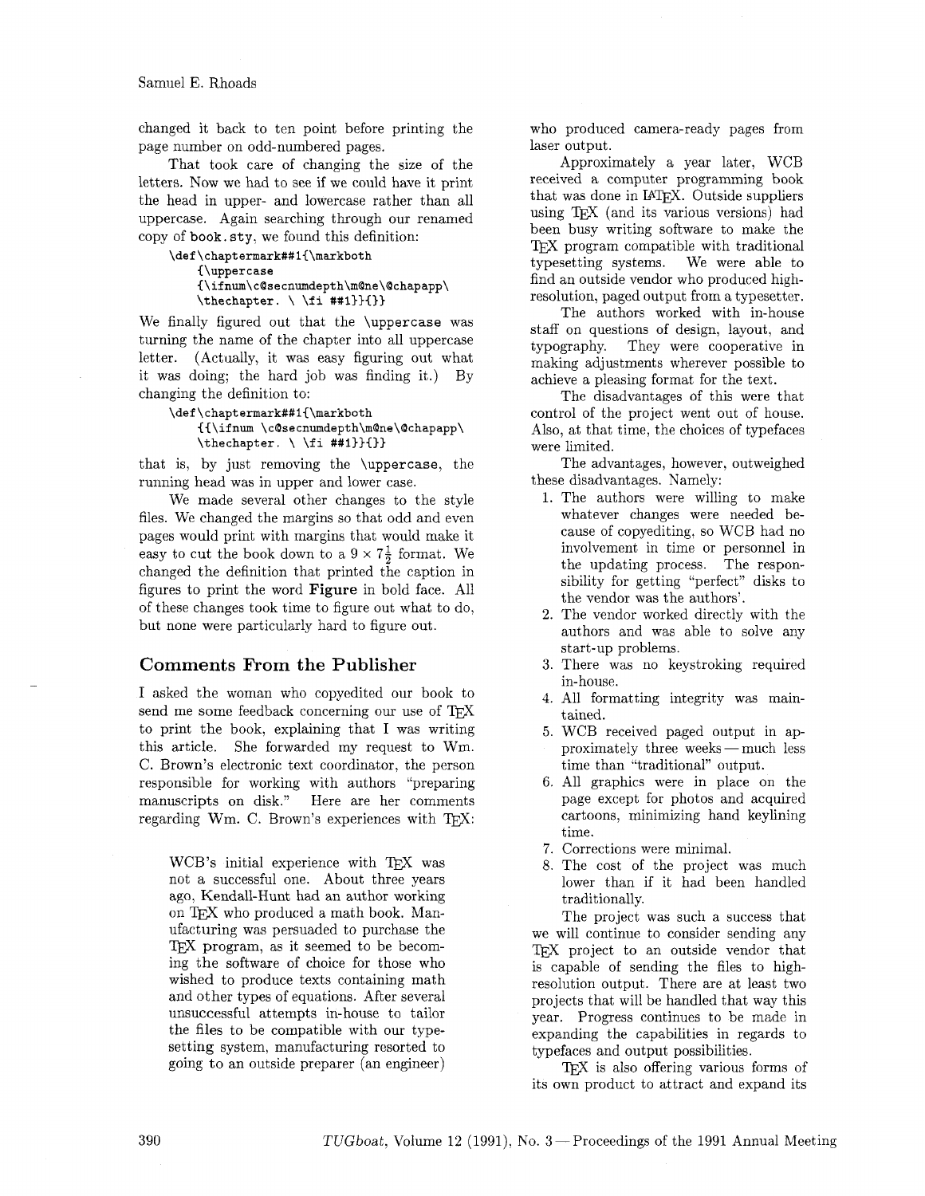changed it back to ten point before printing the page number on odd-numbered pages.

That took care of changing the size of the letters. Now we had to see if we could have it print the head in upper- and lowercase rather than all uppercase. Again searching through our renamed copy of book.sty, we found this definition:

```
\def\chaptermark##1{\markboth
    {\uppercase
    {\ifnum\c@secnumdepth\m@ne\@chapapp\
    \thechapter. \ \fi ##1}}{}}
```

We finally figured out that the \uppercase was turning the name of the chapter into all uppercase letter. (Actually, it was easy figuring out what it was doing; the hard job was finding it.) By changing the definition to:

```
\def\chaptermark##1{\markboth
    {{\ifnum \c@secnumdepth\m@ne\@chapapp\
    \thechapter. \ \fi ##1}}{}}
```

that is, by just removing the \uppercase, the running head was in upper and lower case.

We made several other changes to the style files. We changed the margins so that odd and even pages would print with margins that would make it easy to cut the book down to a $9 \times 7\frac{1}{2}$ format. We changed the definition that printed the caption in figures to print the word **Figure** in bold face. All of these changes took time to figure out what to do, but none were particularly hard to figure out.

## Comments From the Publisher

I asked the woman who copyedited our book to send me some feedback concerning our use of TeX to print the book, explaining that I was writing this article. She forwarded my request to Wm. C. Brown's electronic text coordinator, the person responsible for working with authors "preparing manuscripts on disk." Here are her comments regarding Wm. C. Brown's experiences with TeX:

> WCB's initial experience with TeX was not a successful one. About three years ago, Kendall-Hunt had an author working on TeX who produced a math book. Manufacturing was persuaded to purchase the TeX program, as it seemed to be becoming the software of choice for those who wished to produce texts containing math and other types of equations. After several unsuccessful attempts in-house to tailor the files to be compatible with our typesetting system, manufacturing resorted to going to an outside preparer (an engineer) who produced camera-ready pages from laser output.
>
> Approximately a year later, WCB received a computer programming book that was done in LaTeX. Outside suppliers using TeX (and its various versions) had been busy writing software to make the TeX program compatible with traditional typesetting systems. We were able to find an outside vendor who produced high-resolution, paged output from a typesetter.
>
> The authors worked with in-house staff on questions of design, layout, and typography. They were cooperative in making adjustments wherever possible to achieve a pleasing format for the text.
>
> The disadvantages of this were that control of the project went out of house. Also, at that time, the choices of typefaces were limited.
>
> The advantages, however, outweighed these disadvantages. Namely:
>
> 1. The authors were willing to make whatever changes were needed because of copyediting, so WCB had no involvement in time or personnel in the updating process. The responsibility for getting "perfect" disks to the vendor was the authors'.
> 2. The vendor worked directly with the authors and was able to solve any start-up problems.
> 3. There was no keystroking required in-house.
> 4. All formatting integrity was maintained.
> 5. WCB received paged output in approximately three weeks — much less time than "traditional" output.
> 6. All graphics were in place on the page except for photos and acquired cartoons, minimizing hand keylining time.
> 7. Corrections were minimal.
> 8. The cost of the project was much lower than if it had been handled traditionally.
>
> The project was such a success that we will continue to consider sending any TeX project to an outside vendor that is capable of sending the files to high-resolution output. There are at least two projects that will be handled that way this year. Progress continues to be made in expanding the capabilities in regards to typefaces and output possibilities.
>
> TeX is also offering various forms of its own product to attract and expand its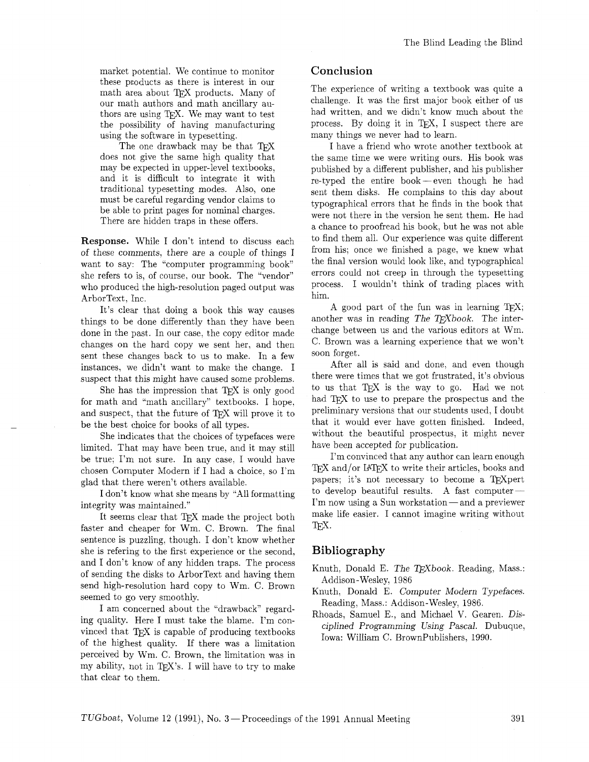market potential. We continue to monitor these products as there is interest in our math area about TeX products. Many of our math authors and math ancillary authors are using TeX. We may want to test the possibility of having manufacturing using the software in typesetting.

The one drawback may be that TeX does not give the same high quality that may be expected in upper-level textbooks, and it is difficult to integrate it with traditional typesetting modes. Also, one must be careful regarding vendor claims to be able to print pages for nominal charges. There are hidden traps in these offers.

**Response.** While I don't intend to discuss each of these comments, there are a couple of things I want to say: The "computer programming book" she refers to is, of course, our book. The "vendor" who produced the high-resolution paged output was ArborText, Inc.

It's clear that doing a book this way causes things to be done differently than they have been done in the past. In our case, the copy editor made changes on the hard copy we sent her, and then sent these changes back to us to make. In a few instances, we didn't want to make the change. I suspect that this might have caused some problems.

She has the impression that TeX is only good for math and "math ancillary" textbooks. I hope, and suspect, that the future of TeX will prove it to be the best choice for books of all types.

She indicates that the choices of typefaces were limited. That may have been true, and it may still be true; I'm not sure. In any case, I would have chosen Computer Modern if I had a choice, so I'm glad that there weren't others available.

I don't know what she means by "All formatting integrity was maintained."

It seems clear that TeX made the project both faster and cheaper for Wm. C. Brown. The final sentence is puzzling, though. I don't know whether she is refering to the first experience or the second, and I don't know of any hidden traps. The process of sending the disks to ArborText and having them send high-resolution hard copy to Wm. C. Brown seemed to go very smoothly.

I am concerned about the "drawback" regarding quality. Here I must take the blame. I'm convinced that TeX is capable of producing textbooks of the highest quality. If there was a limitation perceived by Wm. C. Brown, the limitation was in my ability, not in TeX's. I will have to try to make that clear to them.

## Conclusion

The experience of writing a textbook was quite a challenge. It was the first major book either of us had written, and we didn't know much about the process. By doing it in TeX, I suspect there are many things we never had to learn.

I have a friend who wrote another textbook at the same time we were writing ours. His book was published by a different publisher, and his publisher re-typed the entire book — even though he had sent them disks. He complains to this day about typographical errors that he finds in the book that were not there in the version he sent them. He had a chance to proofread his book, but he was not able to find them all. Our experience was quite different from his; once we finished a page, we knew what the final version would look like, and typographical errors could not creep in through the typesetting process. I wouldn't think of trading places with him.

A good part of the fun was in learning TeX; another was in reading *The TeXbook*. The interchange between us and the various editors at Wm. C. Brown was a learning experience that we won't soon forget.

After all is said and done, and even though there were times that we got frustrated, it's obvious to us that TeX is the way to go. Had we not had TeX to use to prepare the prospectus and the preliminary versions that our students used, I doubt that it would ever have gotten finished. Indeed, without the beautiful prospectus, it might never have been accepted for publication.

I'm convinced that any author can learn enough TeX and/or LaTeX to write their articles, books and papers; it's not necessary to become a TeXpert to develop beautiful results. A fast computer — I'm now using a Sun workstation — and a previewer make life easier. I cannot imagine writing without TeX.

## Bibliography

Knuth, Donald E. *The TeXbook*. Reading, Mass.: Addison-Wesley, 1986

Knuth, Donald E. *Computer Modern Typefaces*. Reading, Mass.: Addison-Wesley, 1986.

Rhoads, Samuel E., and Michael V. Gearen. *Disciplined Programming Using Pascal*. Dubuque, Iowa: William C. BrownPublishers, 1990.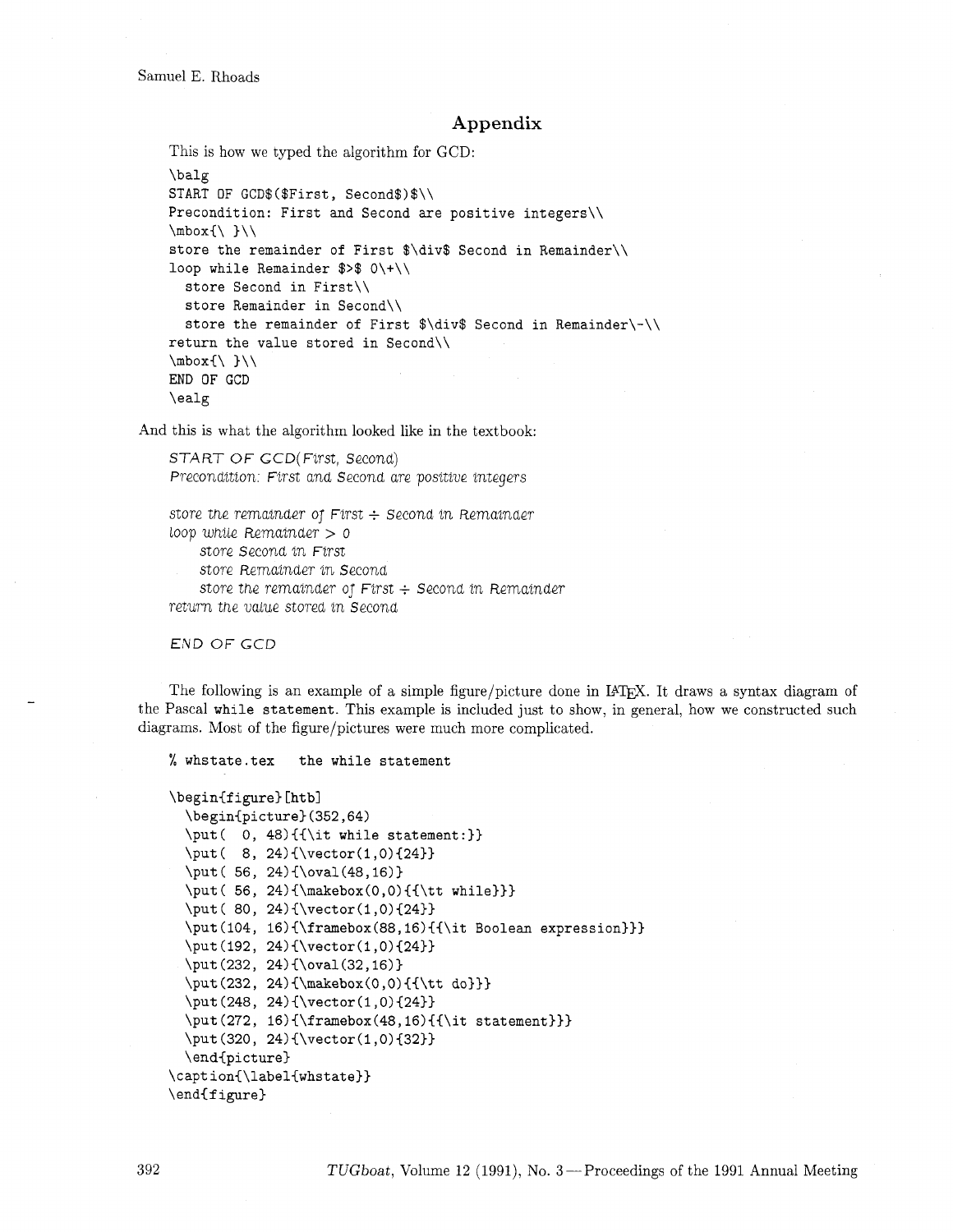## Appendix

This is how we typed the algorithm for GCD:

```
\balg
START OF GCD$($First, Second$)$\\
Precondition: First and Second are positive integers\\
\mbox{\ }\\
store the remainder of First $\div$ Second in Remainder\\
loop while Remainder $>$ 0\+\\
  store Second in First\\
  store Remainder in Second\\
  store the remainder of First $\div$ Second in Remainder\-\\
return the value stored in Second\\
\mbox{\ }\\
END OF GCD
\ealg
```

And this is what the algorithm looked like in the textbook:

*START OF GCD(First, Second)*
*Precondition: First and Second are positive integers*

*store the remainder of First ÷ Second in Remainder*
*loop while Remainder > 0*
    *store Second in First*
    *store Remainder in Second*
    *store the remainder of First ÷ Second in Remainder*
*return the value stored in Second*

*END OF GCD*

The following is an example of a simple figure/picture done in LaTeX. It draws a syntax diagram of the Pascal `while statement`. This example is included just to show, in general, how we constructed such diagrams. Most of the figure/pictures were much more complicated.

```
% whstate.tex   the while statement

\begin{figure}[htb]
  \begin{picture}(352,64)
  \put( 0, 48){{\it while statement:}}
  \put( 8, 24){\vector(1,0){24}}
  \put( 56, 24){\oval(48,16)}
  \put( 56, 24){\makebox(0,0){{\tt while}}}
  \put( 80, 24){\vector(1,0){24}}
  \put(104, 16){\framebox(88,16){{\it Boolean expression}}}
  \put(192, 24){\vector(1,0){24}}
  \put(232, 24){\oval(32,16)}
  \put(232, 24){\makebox(0,0){{\tt do}}}
  \put(248, 24){\vector(1,0){24}}
  \put(272, 16){\framebox(48,16){{\it statement}}}
  \put(320, 24){\vector(1,0){32}}
  \end{picture}
\caption{\label{whstate}}
\end{figure}
```